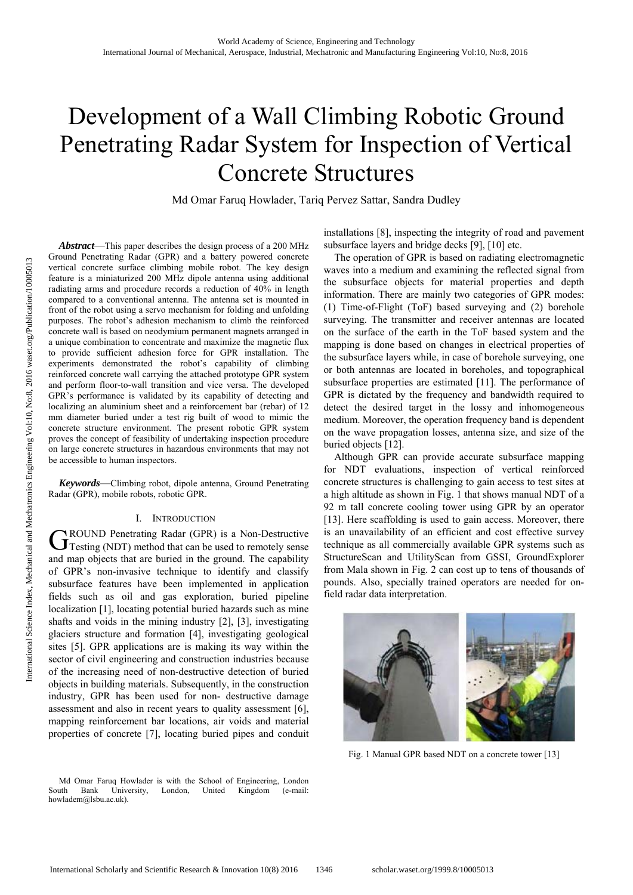# Development of a Wall Climbing Robotic Ground Penetrating Radar System for Inspection of Vertical Concrete Structures

Md Omar Faruq Howlader, Tariq Pervez Sattar, Sandra Dudley

***Abstract*****—**This paper describes the design process of a 200 MHz Ground Penetrating Radar (GPR) and a battery powered concrete vertical concrete surface climbing mobile robot. The key design feature is a miniaturized 200 MHz dipole antenna using additional radiating arms and procedure records a reduction of 40% in length compared to a conventional antenna. The antenna set is mounted in front of the robot using a servo mechanism for folding and unfolding purposes. The robot's adhesion mechanism to climb the reinforced concrete wall is based on neodymium permanent magnets arranged in a unique combination to concentrate and maximize the magnetic flux to provide sufficient adhesion force for GPR installation. The experiments demonstrated the robot's capability of climbing reinforced concrete wall carrying the attached prototype GPR system and perform floor-to-wall transition and vice versa. The developed GPR's performance is validated by its capability of detecting and localizing an aluminium sheet and a reinforcement bar (rebar) of 12 mm diameter buried under a test rig built of wood to mimic the concrete structure environment. The present robotic GPR system proves the concept of feasibility of undertaking inspection procedure on large concrete structures in hazardous environments that may not be accessible to human inspectors.

***Keywords*****—**Climbing robot, dipole antenna, Ground Penetrating Radar (GPR), mobile robots, robotic GPR.

## I. Introduction

GROUND Penetrating Radar (GPR) is a Non-Destructive Testing (NDT) method that can be used to remotely sense and map objects that are buried in the ground. The capability of GPR's non-invasive technique to identify and classify subsurface features have been implemented in application fields such as oil and gas exploration, buried pipeline localization [1], locating potential buried hazards such as mine shafts and voids in the mining industry [2], [3], investigating glaciers structure and formation [4], investigating geological sites [5]. GPR applications are is making its way within the sector of civil engineering and construction industries because of the increasing need of non-destructive detection of buried objects in building materials. Subsequently, in the construction industry, GPR has been used for non- destructive damage assessment and also in recent years to quality assessment [6], mapping reinforcement bar locations, air voids and material properties of concrete [7], locating buried pipes and conduit installations [8], inspecting the integrity of road and pavement subsurface layers and bridge decks [9], [10] etc.

The operation of GPR is based on radiating electromagnetic waves into a medium and examining the reflected signal from the subsurface objects for material properties and depth information. There are mainly two categories of GPR modes: (1) Time-of-Flight (ToF) based surveying and (2) borehole surveying. The transmitter and receiver antennas are located on the surface of the earth in the ToF based system and the mapping is done based on changes in electrical properties of the subsurface layers while, in case of borehole surveying, one or both antennas are located in boreholes, and topographical subsurface properties are estimated [11]. The performance of GPR is dictated by the frequency and bandwidth required to detect the desired target in the lossy and inhomogeneous medium. Moreover, the operation frequency band is dependent on the wave propagation losses, antenna size, and size of the buried objects [12].

Although GPR can provide accurate subsurface mapping for NDT evaluations, inspection of vertical reinforced concrete structures is challenging to gain access to test sites at a high altitude as shown in Fig. 1 that shows manual NDT of a 92 m tall concrete cooling tower using GPR by an operator [13]. Here scaffolding is used to gain access. Moreover, there is an unavailability of an efficient and cost effective survey technique as all commercially available GPR systems such as StructureScan and UtilityScan from GSSI, GroundExplorer from Mala shown in Fig. 2 can cost up to tens of thousands of pounds. Also, specially trained operators are needed for on-field radar data interpretation.

Fig. 1 Manual GPR based NDT on a concrete tower [13]

Md Omar Faruq Howlader is with the School of Engineering, London South Bank University, London, United Kingdom (e-mail: howladem@lsbu.ac.uk).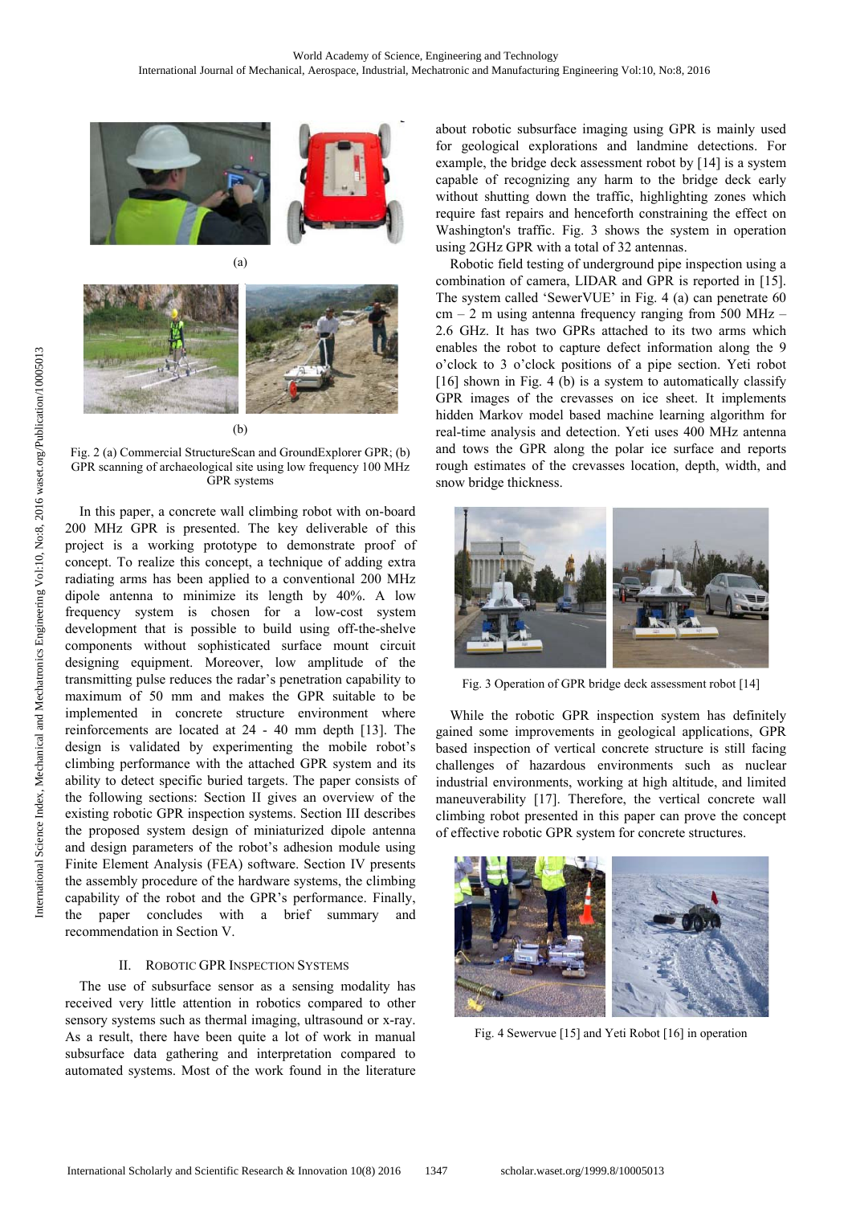(a)

(b)

Fig. 2 (a) Commercial StructureScan and GroundExplorer GPR; (b) GPR scanning of archaeological site using low frequency 100 MHz GPR systems

In this paper, a concrete wall climbing robot with on-board 200 MHz GPR is presented. The key deliverable of this project is a working prototype to demonstrate proof of concept. To realize this concept, a technique of adding extra radiating arms has been applied to a conventional 200 MHz dipole antenna to minimize its length by 40%. A low frequency system is chosen for a low-cost system development that is possible to build using off-the-shelve components without sophisticated surface mount circuit designing equipment. Moreover, low amplitude of the transmitting pulse reduces the radar's penetration capability to maximum of 50 mm and makes the GPR suitable to be implemented in concrete structure environment where reinforcements are located at 24 - 40 mm depth [13]. The design is validated by experimenting the mobile robot's climbing performance with the attached GPR system and its ability to detect specific buried targets. The paper consists of the following sections: Section II gives an overview of the existing robotic GPR inspection systems. Section III describes the proposed system design of miniaturized dipole antenna and design parameters of the robot's adhesion module using Finite Element Analysis (FEA) software. Section IV presents the assembly procedure of the hardware systems, the climbing capability of the robot and the GPR's performance. Finally, the paper concludes with a brief summary and recommendation in Section V.

## II. Robotic GPR Inspection Systems

The use of subsurface sensor as a sensing modality has received very little attention in robotics compared to other sensory systems such as thermal imaging, ultrasound or x-ray. As a result, there have been quite a lot of work in manual subsurface data gathering and interpretation compared to automated systems. Most of the work found in the literature about robotic subsurface imaging using GPR is mainly used for geological explorations and landmine detections. For example, the bridge deck assessment robot by [14] is a system capable of recognizing any harm to the bridge deck early without shutting down the traffic, highlighting zones which require fast repairs and henceforth constraining the effect on Washington's traffic. Fig. 3 shows the system in operation using 2GHz GPR with a total of 32 antennas.

Robotic field testing of underground pipe inspection using a combination of camera, LIDAR and GPR is reported in [15]. The system called 'SewerVUE' in Fig. 4 (a) can penetrate 60 cm – 2 m using antenna frequency ranging from 500 MHz – 2.6 GHz. It has two GPRs attached to its two arms which enables the robot to capture defect information along the 9 o'clock to 3 o'clock positions of a pipe section. Yeti robot [16] shown in Fig. 4 (b) is a system to automatically classify GPR images of the crevasses on ice sheet. It implements hidden Markov model based machine learning algorithm for real-time analysis and detection. Yeti uses 400 MHz antenna and tows the GPR along the polar ice surface and reports rough estimates of the crevasses location, depth, width, and snow bridge thickness.

Fig. 3 Operation of GPR bridge deck assessment robot [14]

While the robotic GPR inspection system has definitely gained some improvements in geological applications, GPR based inspection of vertical concrete structure is still facing challenges of hazardous environments such as nuclear industrial environments, working at high altitude, and limited maneuverability [17]. Therefore, the vertical concrete wall climbing robot presented in this paper can prove the concept of effective robotic GPR system for concrete structures.

Fig. 4 Sewervue [15] and Yeti Robot [16] in operation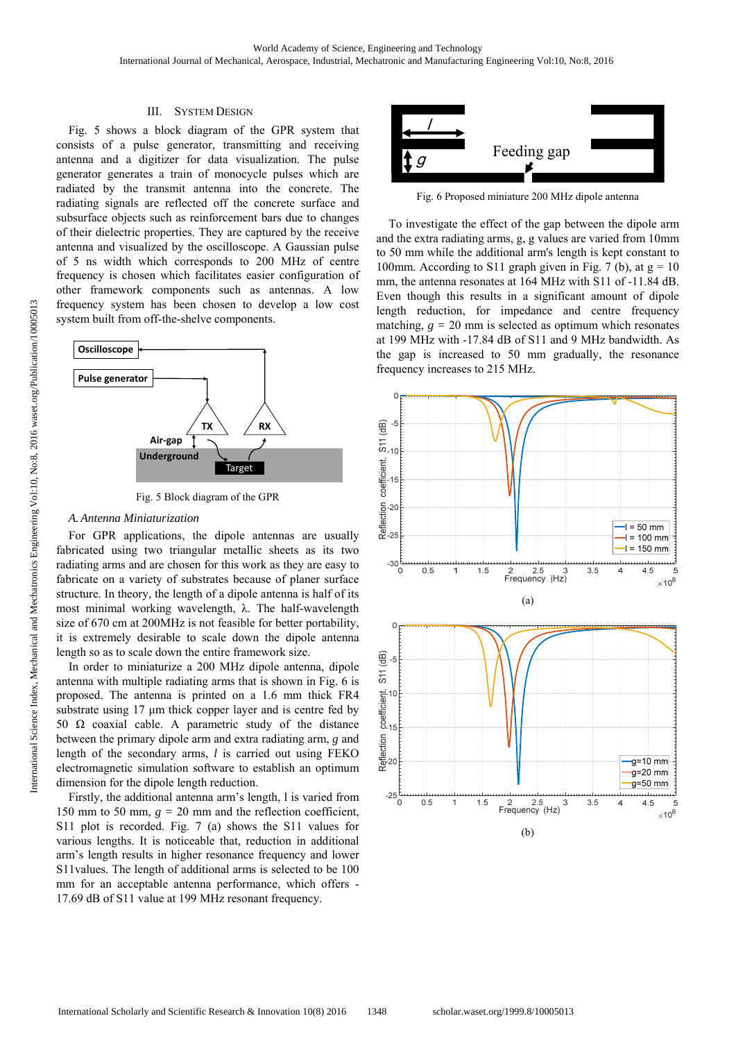## III. System Design

Fig. 5 shows a block diagram of the GPR system that consists of a pulse generator, transmitting and receiving antenna and a digitizer for data visualization. The pulse generator generates a train of monocycle pulses which are radiated by the transmit antenna into the concrete. The radiating signals are reflected off the concrete surface and subsurface objects such as reinforcement bars due to changes of their dielectric properties. They are captured by the receive antenna and visualized by the oscilloscope. A Gaussian pulse of 5 ns width which corresponds to 200 MHz of centre frequency is chosen which facilitates easier configuration of other framework components such as antennas. A low frequency system has been chosen to develop a low cost system built from off-the-shelve components.

Fig. 5 Block diagram of the GPR

### A. Antenna Miniaturization

For GPR applications, the dipole antennas are usually fabricated using two triangular metallic sheets as its two radiating arms and are chosen for this work as they are easy to fabricate on a variety of substrates because of planer surface structure. In theory, the length of a dipole antenna is half of its most minimal working wavelength, λ. The half-wavelength size of 670 cm at 200MHz is not feasible for better portability, it is extremely desirable to scale down the dipole antenna length so as to scale down the entire framework size.

In order to miniaturize a 200 MHz dipole antenna, dipole antenna with multiple radiating arms that is shown in Fig. 6 is proposed. The antenna is printed on a 1.6 mm thick FR4 substrate using 17 µm thick copper layer and is centre fed by 50 Ω coaxial cable. A parametric study of the distance between the primary dipole arm and extra radiating arm, $g$ and length of the secondary arms, $l$ is carried out using FEKO electromagnetic simulation software to establish an optimum dimension for the dipole length reduction.

Firstly, the additional antenna arm's length, l is varied from 150 mm to 50 mm, $g$ = 20 mm and the reflection coefficient, S11 plot is recorded. Fig. 7 (a) shows the S11 values for various lengths. It is noticeable that, reduction in additional arm's length results in higher resonance frequency and lower S11values. The length of additional arms is selected to be 100 mm for an acceptable antenna performance, which offers -17.69 dB of S11 value at 199 MHz resonant frequency.

Fig. 6 Proposed miniature 200 MHz dipole antenna

To investigate the effect of the gap between the dipole arm and the extra radiating arms, g, g values are varied from 10mm to 50 mm while the additional arm's length is kept constant to 100mm. According to S11 graph given in Fig. 7 (b), at g = 10 mm, the antenna resonates at 164 MHz with S11 of -11.84 dB. Even though this results in a significant amount of dipole length reduction, for impedance and centre frequency matching, $g$ = 20 mm is selected as optimum which resonates at 199 MHz with -17.84 dB of S11 and 9 MHz bandwidth. As the gap is increased to 50 mm gradually, the resonance frequency increases to 215 MHz.

(a)

(b)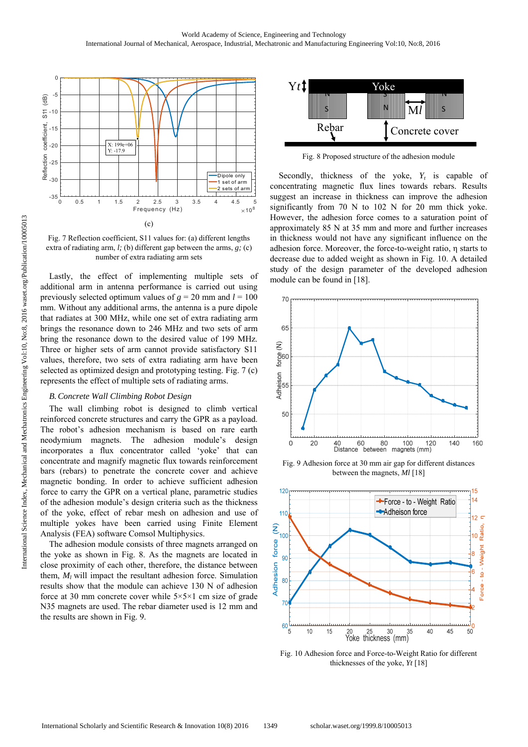(c)

Fig. 7 Reflection coefficient, S11 values for: (a) different lengths extra of radiating arm, *l;* (b) different gap between the arms, *g;* (c) number of extra radiating arm sets

Lastly, the effect of implementing multiple sets of additional arm in antenna performance is carried out using previously selected optimum values of $g$ = 20 mm and $l$ = 100 mm. Without any additional arms, the antenna is a pure dipole that radiates at 300 MHz, while one set of extra radiating arm brings the resonance down to 246 MHz and two sets of arm bring the resonance down to the desired value of 199 MHz. Three or higher sets of arm cannot provide satisfactory S11 values, therefore, two sets of extra radiating arm have been selected as optimized design and prototyping testing. Fig. 7 (c) represents the effect of multiple sets of radiating arms.

### *B. Concrete Wall Climbing Robot Design*

The wall climbing robot is designed to climb vertical reinforced concrete structures and carry the GPR as a payload. The robot's adhesion mechanism is based on rare earth neodymium magnets. The adhesion module's design incorporates a flux concentrator called 'yoke' that can concentrate and magnify magnetic flux towards reinforcement bars (rebars) to penetrate the concrete cover and achieve magnetic bonding. In order to achieve sufficient adhesion force to carry the GPR on a vertical plane, parametric studies of the adhesion module's design criteria such as the thickness of the yoke, effect of rebar mesh on adhesion and use of multiple yokes have been carried using Finite Element Analysis (FEA) software Comsol Multiphysics.

The adhesion module consists of three magnets arranged on the yoke as shown in Fig. 8. As the magnets are located in close proximity of each other, therefore, the distance between them, $M_l$ will impact the resultant adhesion force. Simulation results show that the module can achieve 130 N of adhesion force at 30 mm concrete cover while 5×5×1 cm size of grade N35 magnets are used. The rebar diameter used is 12 mm and the results are shown in Fig. 9.

Fig. 8 Proposed structure of the adhesion module

Secondly, thickness of the yoke, $Y_t$ is capable of concentrating magnetic flux lines towards rebars. Results suggest an increase in thickness of the yoke can improve the adhesion force significantly from 70 N to 102 N for 20 mm thick yoke. However, the adhesion force comes to a saturation point of approximately 85 N at 35 mm and more and further increases in thickness would not have any significant influence on the adhesion force. Moreover, the force-to-weight ratio, η starts to decrease due to added weight as shown in Fig. 10. A detailed study of the design parameter of the developed adhesion module can be found in [18].

Fig. 9 Adhesion force at 30 mm air gap for different distances between the magnets, *Ml* [18]

Fig. 10 Adhesion force and Force-to-Weight Ratio for different thicknesses of the yoke, *Yt* [18]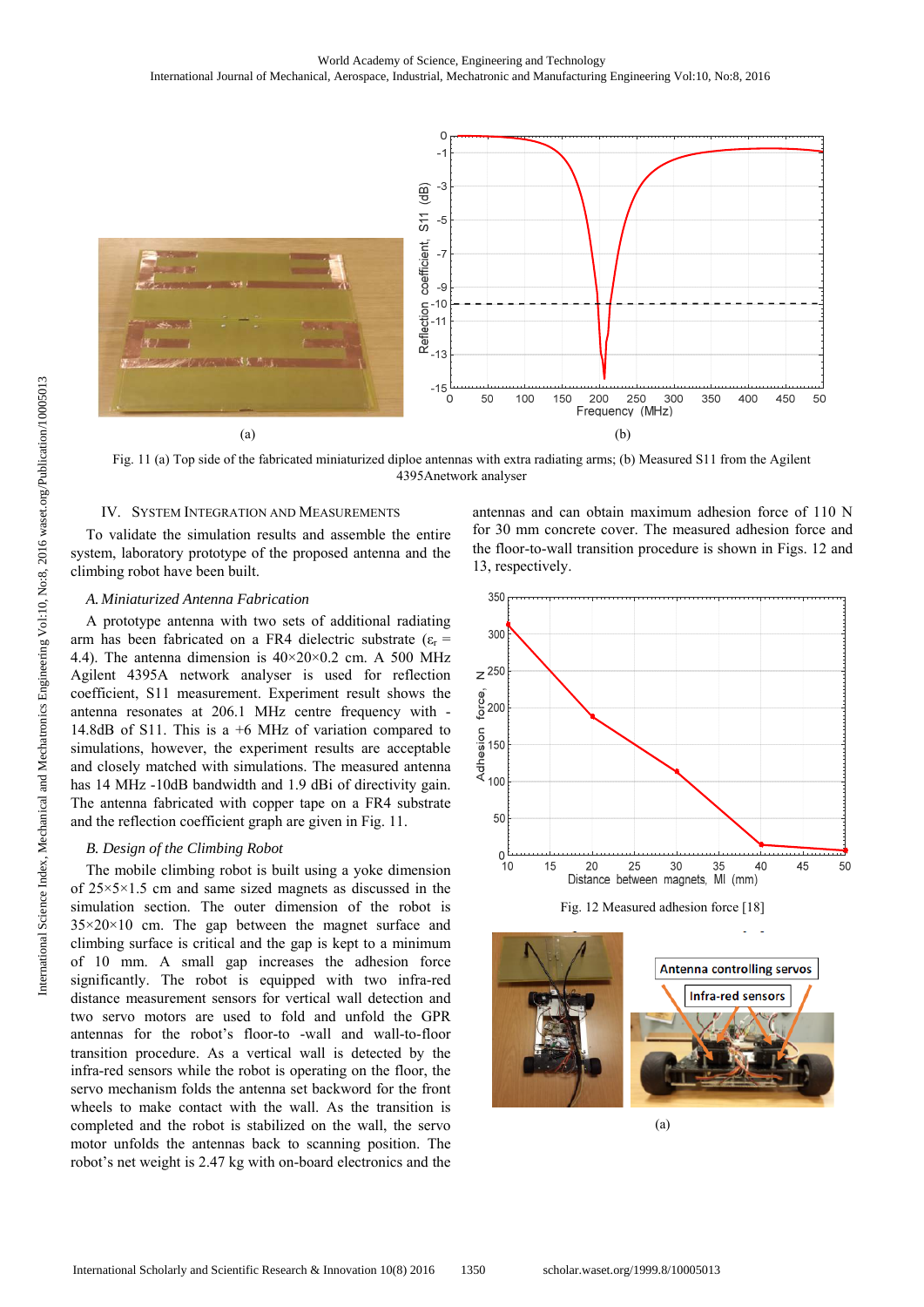(a)

(b)

Fig. 11 (a) Top side of the fabricated miniaturized diploe antennas with extra radiating arms; (b) Measured S11 from the Agilent 4395Anetwork analyser

## IV. System Integration and Measurements

To validate the simulation results and assemble the entire system, laboratory prototype of the proposed antenna and the climbing robot have been built.

### *A. Miniaturized Antenna Fabrication*

A prototype antenna with two sets of additional radiating arm has been fabricated on a FR4 dielectric substrate ($\varepsilon_r$ = 4.4). The antenna dimension is 40×20×0.2 cm. A 500 MHz Agilent 4395A network analyser is used for reflection coefficient, S11 measurement. Experiment result shows the antenna resonates at 206.1 MHz centre frequency with -14.8dB of S11. This is a +6 MHz of variation compared to simulations, however, the experiment results are acceptable and closely matched with simulations. The measured antenna has 14 MHz -10dB bandwidth and 1.9 dBi of directivity gain. The antenna fabricated with copper tape on a FR4 substrate and the reflection coefficient graph are given in Fig. 11.

### *B. Design of the Climbing Robot*

The mobile climbing robot is built using a yoke dimension of 25×5×1.5 cm and same sized magnets as discussed in the simulation section. The outer dimension of the robot is 35×20×10 cm. The gap between the magnet surface and climbing surface is critical and the gap is kept to a minimum of 10 mm. A small gap increases the adhesion force significantly. The robot is equipped with two infra-red distance measurement sensors for vertical wall detection and two servo motors are used to fold and unfold the GPR antennas for the robot's floor-to -wall and wall-to-floor transition procedure. As a vertical wall is detected by the infra-red sensors while the robot is operating on the floor, the servo mechanism folds the antenna set backword for the front wheels to make contact with the wall. As the transition is completed and the robot is stabilized on the wall, the servo motor unfolds the antennas back to scanning position. The robot's net weight is 2.47 kg with on-board electronics and the antennas and can obtain maximum adhesion force of 110 N for 30 mm concrete cover. The measured adhesion force and the floor-to-wall transition procedure is shown in Figs. 12 and 13, respectively.

Fig. 12 Measured adhesion force [18]

(a)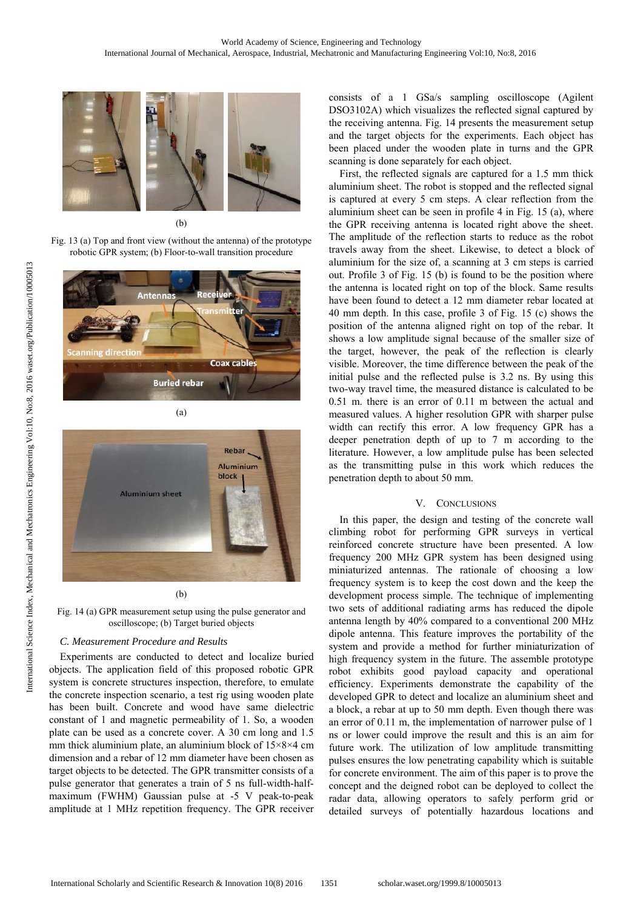(b)

Fig. 13 (a) Top and front view (without the antenna) of the prototype robotic GPR system; (b) Floor-to-wall transition procedure

(a)

(b)

Fig. 14 (a) GPR measurement setup using the pulse generator and oscilloscope; (b) Target buried objects

### C. Measurement Procedure and Results

Experiments are conducted to detect and localize buried objects. The application field of this proposed robotic GPR system is concrete structures inspection, therefore, to emulate the concrete inspection scenario, a test rig using wooden plate has been built. Concrete and wood have same dielectric constant of 1 and magnetic permeability of 1. So, a wooden plate can be used as a concrete cover. A 30 cm long and 1.5 mm thick aluminium plate, an aluminium block of 15×8×4 cm dimension and a rebar of 12 mm diameter have been chosen as target objects to be detected. The GPR transmitter consists of a pulse generator that generates a train of 5 ns full-width-half-maximum (FWHM) Gaussian pulse at -5 V peak-to-peak amplitude at 1 MHz repetition frequency. The GPR receiver consists of a 1 GSa/s sampling oscilloscope (Agilent DSO3102A) which visualizes the reflected signal captured by the receiving antenna. Fig. 14 presents the measurement setup and the target objects for the experiments. Each object has been placed under the wooden plate in turns and the GPR scanning is done separately for each object.

First, the reflected signals are captured for a 1.5 mm thick aluminium sheet. The robot is stopped and the reflected signal is captured at every 5 cm steps. A clear reflection from the aluminium sheet can be seen in profile 4 in Fig. 15 (a), where the GPR receiving antenna is located right above the sheet. The amplitude of the reflection starts to reduce as the robot travels away from the sheet. Likewise, to detect a block of aluminium for the size of, a scanning at 3 cm steps is carried out. Profile 3 of Fig. 15 (b) is found to be the position where the antenna is located right on top of the block. Same results have been found to detect a 12 mm diameter rebar located at 40 mm depth. In this case, profile 3 of Fig. 15 (c) shows the position of the antenna aligned right on top of the rebar. It shows a low amplitude signal because of the smaller size of the target, however, the peak of the reflection is clearly visible. Moreover, the time difference between the peak of the initial pulse and the reflected pulse is 3.2 ns. By using this two-way travel time, the measured distance is calculated to be 0.51 m. there is an error of 0.11 m between the actual and measured values. A higher resolution GPR with sharper pulse width can rectify this error. A low frequency GPR has a deeper penetration depth of up to 7 m according to the literature. However, a low amplitude pulse has been selected as the transmitting pulse in this work which reduces the penetration depth to about 50 mm.

## V. Conclusions

In this paper, the design and testing of the concrete wall climbing robot for performing GPR surveys in vertical reinforced concrete structure have been presented. A low frequency 200 MHz GPR system has been designed using miniaturized antennas. The rationale of choosing a low frequency system is to keep the cost down and the keep the development process simple. The technique of implementing two sets of additional radiating arms has reduced the dipole antenna length by 40% compared to a conventional 200 MHz dipole antenna. This feature improves the portability of the system and provide a method for further miniaturization of high frequency system in the future. The assemble prototype robot exhibits good payload capacity and operational efficiency. Experiments demonstrate the capability of the developed GPR to detect and localize an aluminium sheet and a block, a rebar at up to 50 mm depth. Even though there was an error of 0.11 m, the implementation of narrower pulse of 1 ns or lower could improve the result and this is an aim for future work. The utilization of low amplitude transmitting pulses ensures the low penetrating capability which is suitable for concrete environment. The aim of this paper is to prove the concept and the deigned robot can be deployed to collect the radar data, allowing operators to safely perform grid or detailed surveys of potentially hazardous locations and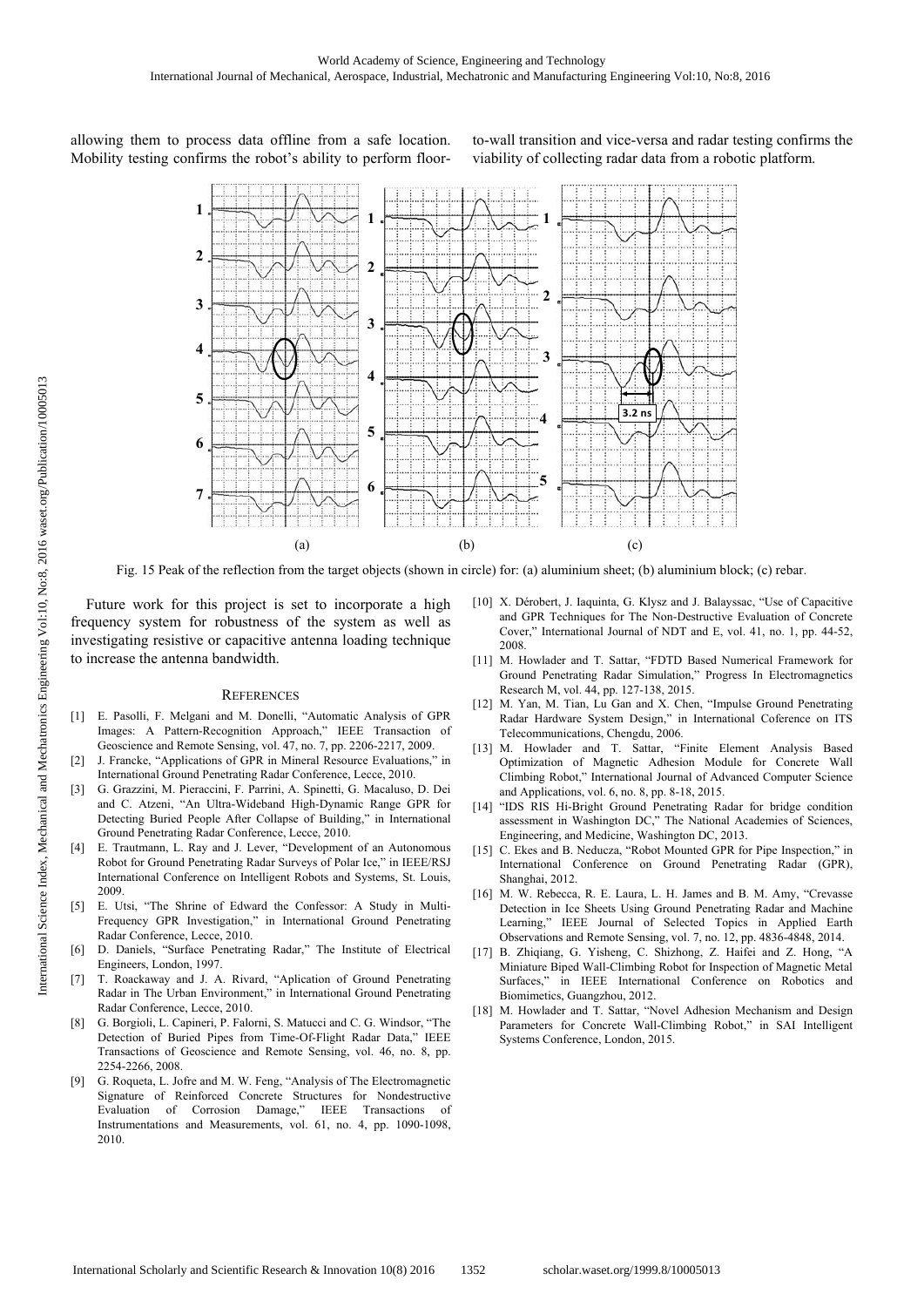allowing them to process data offline from a safe location. Mobility testing confirms the robot's ability to perform floor-to-wall transition and vice-versa and radar testing confirms the viability of collecting radar data from a robotic platform.

1
2
3
4
5
6
7
(a)

1
2
3
4
5
6
(b)

1
2
3
3.2 ns
4
5
(c)

Fig. 15 Peak of the reflection from the target objects (shown in circle) for: (a) aluminium sheet; (b) aluminium block; (c) rebar.

Future work for this project is set to incorporate a high frequency system for robustness of the system as well as investigating resistive or capacitive antenna loading technique to increase the antenna bandwidth.

## REFERENCES

[1] E. Pasolli, F. Melgani and M. Donelli, "Automatic Analysis of GPR Images: A Pattern-Recognition Approach," IEEE Transaction of Geoscience and Remote Sensing, vol. 47, no. 7, pp. 2206-2217, 2009.

[2] J. Francke, "Applications of GPR in Mineral Resource Evaluations," in International Ground Penetrating Radar Conference, Lecce, 2010.

[3] G. Grazzini, M. Pieraccini, F. Parrini, A. Spinetti, G. Macaluso, D. Dei and C. Atzeni, "An Ultra-Wideband High-Dynamic Range GPR for Detecting Buried People After Collapse of Building," in International Ground Penetrating Radar Conference, Lecce, 2010.

[4] E. Trautmann, L. Ray and J. Lever, "Development of an Autonomous Robot for Ground Penetrating Radar Surveys of Polar Ice," in IEEE/RSJ International Conference on Intelligent Robots and Systems, St. Louis, 2009.

[5] E. Utsi, "The Shrine of Edward the Confessor: A Study in Multi-Frequency GPR Investigation," in International Ground Penetrating Radar Conference, Lecce, 2010.

[6] D. Daniels, "Surface Penetrating Radar," The Institute of Electrical Engineers, London, 1997.

[7] T. Roackaway and J. A. Rivard, "Aplication of Ground Penetrating Radar in The Urban Environment," in International Ground Penetrating Radar Conference, Lecce, 2010.

[8] G. Borgioli, L. Capineri, P. Falorni, S. Matucci and C. G. Windsor, "The Detection of Buried Pipes from Time-Of-Flight Radar Data," IEEE Transactions of Geoscience and Remote Sensing, vol. 46, no. 8, pp. 2254-2266, 2008.

[9] G. Roqueta, L. Jofre and M. W. Feng, "Analysis of The Electromagnetic Signature of Reinforced Concrete Structures for Nondestructive Evaluation of Corrosion Damage," IEEE Transactions of Instrumentations and Measurements, vol. 61, no. 4, pp. 1090-1098, 2010.

[10] X. Dérobert, J. Iaquinta, G. Klysz and J. Balayssac, "Use of Capacitive and GPR Techniques for The Non-Destructive Evaluation of Concrete Cover," International Journal of NDT and E, vol. 41, no. 1, pp. 44-52, 2008.

[11] M. Howlader and T. Sattar, "FDTD Based Numerical Framework for Ground Penetrating Radar Simulation," Progress In Electromagnetics Research M, vol. 44, pp. 127-138, 2015.

[12] M. Yan, M. Tian, Lu Gan and X. Chen, "Impulse Ground Penetrating Radar Hardware System Design," in International Coference on ITS Telecommunications, Chengdu, 2006.

[13] M. Howlader and T. Sattar, "Finite Element Analysis Based Optimization of Magnetic Adhesion Module for Concrete Wall Climbing Robot," International Journal of Advanced Computer Science and Applications, vol. 6, no. 8, pp. 8-18, 2015.

[14] "IDS RIS Hi-Bright Ground Penetrating Radar for bridge condition assessment in Washington DC," The National Academies of Sciences, Engineering, and Medicine, Washington DC, 2013.

[15] C. Ekes and B. Neducza, "Robot Mounted GPR for Pipe Inspection," in International Conference on Ground Penetrating Radar (GPR), Shanghai, 2012.

[16] M. W. Rebecca, R. E. Laura, L. H. James and B. M. Amy, "Crevasse Detection in Ice Sheets Using Ground Penetrating Radar and Machine Learning," IEEE Journal of Selected Topics in Applied Earth Observations and Remote Sensing, vol. 7, no. 12, pp. 4836-4848, 2014.

[17] B. Zhiqiang, G. Yisheng, C. Shizhong, Z. Haifei and Z. Hong, "A Miniature Biped Wall-Climbing Robot for Inspection of Magnetic Metal Surfaces," in IEEE International Conference on Robotics and Biomimetics, Guangzhou, 2012.

[18] M. Howlader and T. Sattar, "Novel Adhesion Mechanism and Design Parameters for Concrete Wall-Climbing Robot," in SAI Intelligent Systems Conference, London, 2015.